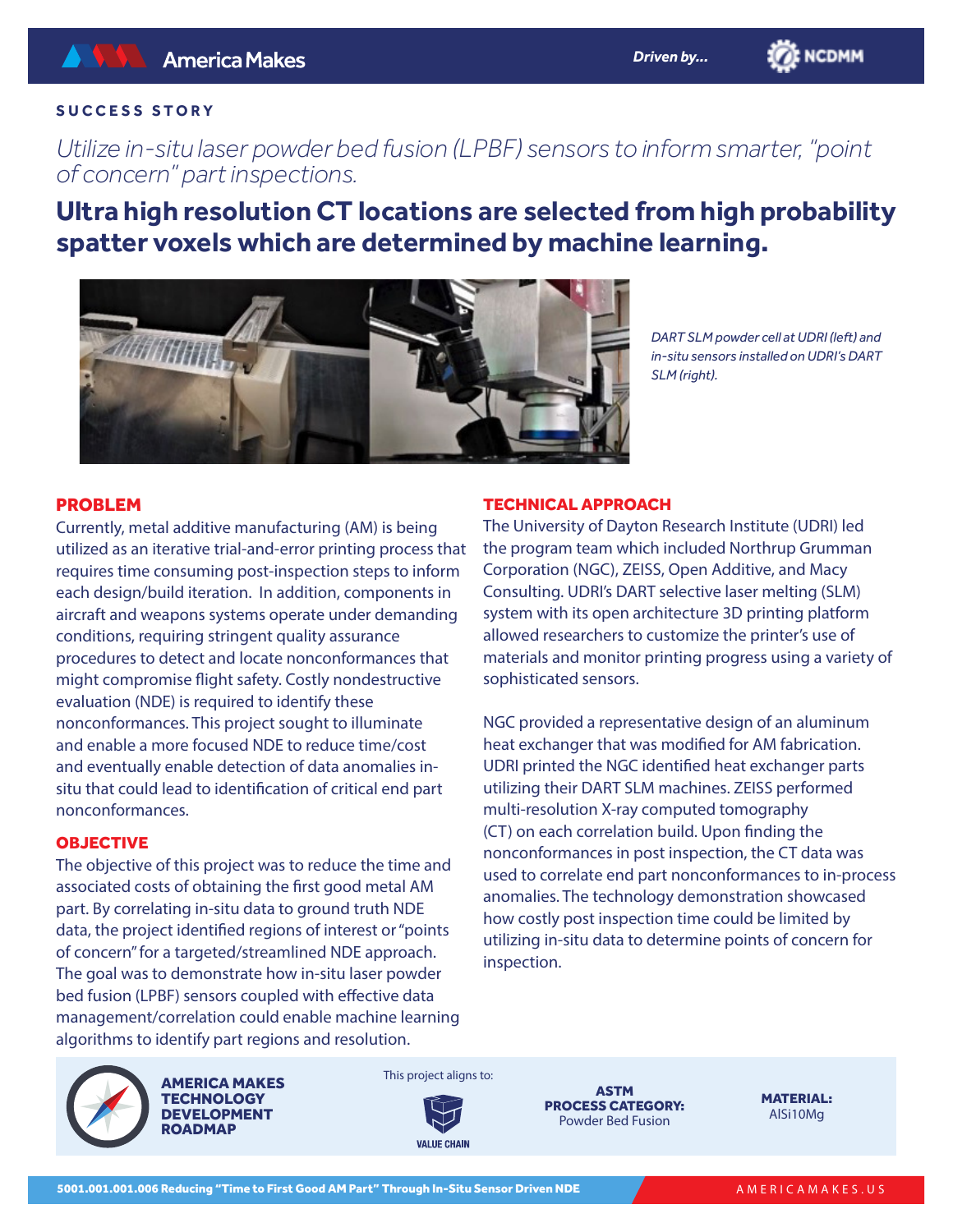America Makes

Driven by... NCDMM

SUCCESS STORY

*Utilize in-situ laser powder bed fusion (LPBF) sensors to inform smarter, "point of concern" part inspections.*

# Ultra high resolution CT locations are selected from high probability spatter voxels which are determined by machine learning.

*DART SLM powder cell at UDRI (left) and in-situ sensors installed on UDRI's DART SLM (right).*

## PROBLEM

Currently, metal additive manufacturing (AM) is being utilized as an iterative trial-and-error printing process that requires time consuming post-inspection steps to inform each design/build iteration. In addition, components in aircraft and weapons systems operate under demanding conditions, requiring stringent quality assurance procedures to detect and locate nonconformances that might compromise flight safety. Costly nondestructive evaluation (NDE) is required to identify these nonconformances. This project sought to illuminate and enable a more focused NDE to reduce time/cost and eventually enable detection of data anomalies in-situ that could lead to identification of critical end part nonconformances.

## OBJECTIVE

The objective of this project was to reduce the time and associated costs of obtaining the first good metal AM part. By correlating in-situ data to ground truth NDE data, the project identified regions of interest or "points of concern" for a targeted/streamlined NDE approach. The goal was to demonstrate how in-situ laser powder bed fusion (LPBF) sensors coupled with effective data management/correlation could enable machine learning algorithms to identify part regions and resolution.

## TECHNICAL APPROACH

The University of Dayton Research Institute (UDRI) led the program team which included Northrup Grumman Corporation (NGC), ZEISS, Open Additive, and Macy Consulting. UDRI's DART selective laser melting (SLM) system with its open architecture 3D printing platform allowed researchers to customize the printer's use of materials and monitor printing progress using a variety of sophisticated sensors.

NGC provided a representative design of an aluminum heat exchanger that was modified for AM fabrication. UDRI printed the NGC identified heat exchanger parts utilizing their DART SLM machines. ZEISS performed multi-resolution X-ray computed tomography (CT) on each correlation build. Upon finding the nonconformances in post inspection, the CT data was used to correlate end part nonconformances to in-process anomalies. The technology demonstration showcased how costly post inspection time could be limited by utilizing in-situ data to determine points of concern for inspection.

**AMERICA MAKES TECHNOLOGY DEVELOPMENT ROADMAP**

This project aligns to: VALUE CHAIN

**ASTM PROCESS CATEGORY:** Powder Bed Fusion

**MATERIAL:** AlSi10Mg

**5001.001.001.006 Reducing "Time to First Good AM Part" Through In-Situ Sensor Driven NDE**

AMERICAMAKES.US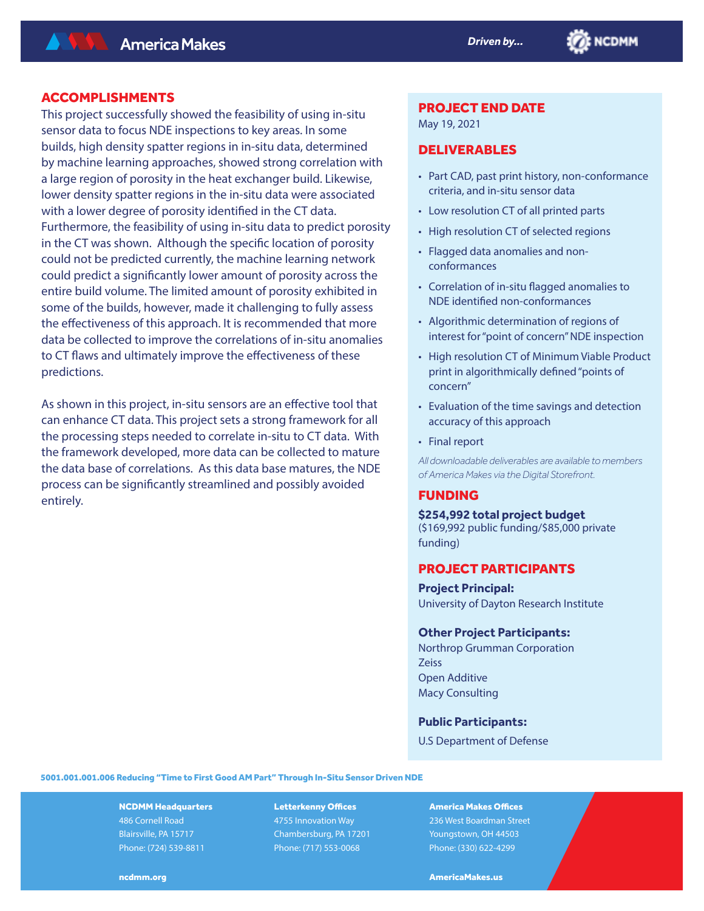## ACCOMPLISHMENTS

This project successfully showed the feasibility of using in-situ sensor data to focus NDE inspections to key areas. In some builds, high density spatter regions in in-situ data, determined by machine learning approaches, showed strong correlation with a large region of porosity in the heat exchanger build. Likewise, lower density spatter regions in the in-situ data were associated with a lower degree of porosity identified in the CT data. Furthermore, the feasibility of using in-situ data to predict porosity in the CT was shown. Although the specific location of porosity could not be predicted currently, the machine learning network could predict a significantly lower amount of porosity across the entire build volume. The limited amount of porosity exhibited in some of the builds, however, made it challenging to fully assess the effectiveness of this approach. It is recommended that more data be collected to improve the correlations of in-situ anomalies to CT flaws and ultimately improve the effectiveness of these predictions.

As shown in this project, in-situ sensors are an effective tool that can enhance CT data. This project sets a strong framework for all the processing steps needed to correlate in-situ to CT data. With the framework developed, more data can be collected to mature the data base of correlations. As this data base matures, the NDE process can be significantly streamlined and possibly avoided entirely.

## PROJECT END DATE

May 19, 2021

## DELIVERABLES

- Part CAD, past print history, non-conformance criteria, and in-situ sensor data
- Low resolution CT of all printed parts
- High resolution CT of selected regions
- Flagged data anomalies and non-conformances
- Correlation of in-situ flagged anomalies to NDE identified non-conformances
- Algorithmic determination of regions of interest for "point of concern" NDE inspection
- High resolution CT of Minimum Viable Product print in algorithmically defined "points of concern"
- Evaluation of the time savings and detection accuracy of this approach
- Final report

*All downloadable deliverables are available to members of America Makes via the Digital Storefront.*

## FUNDING

**$254,992 total project budget**
($169,992 public funding/$85,000 private funding)

## PROJECT PARTICIPANTS

**Project Principal:**
University of Dayton Research Institute

**Other Project Participants:**
Northrop Grumman Corporation
Zeiss
Open Additive
Macy Consulting

**Public Participants:**
U.S Department of Defense

**5001.001.001.006 Reducing "Time to First Good AM Part" Through In-Situ Sensor Driven NDE**

**NCDMM Headquarters**
486 Cornell Road
Blairsville, PA 15717
Phone: (724) 539-8811

**Letterkenny Offices**
4755 Innovation Way
Chambersburg, PA 17201
Phone: (717) 553-0068

**America Makes Offices**
236 West Boardman Street
Youngstown, OH 44503
Phone: (330) 622-4299

**ncdmm.org**

**AmericaMakes.us**